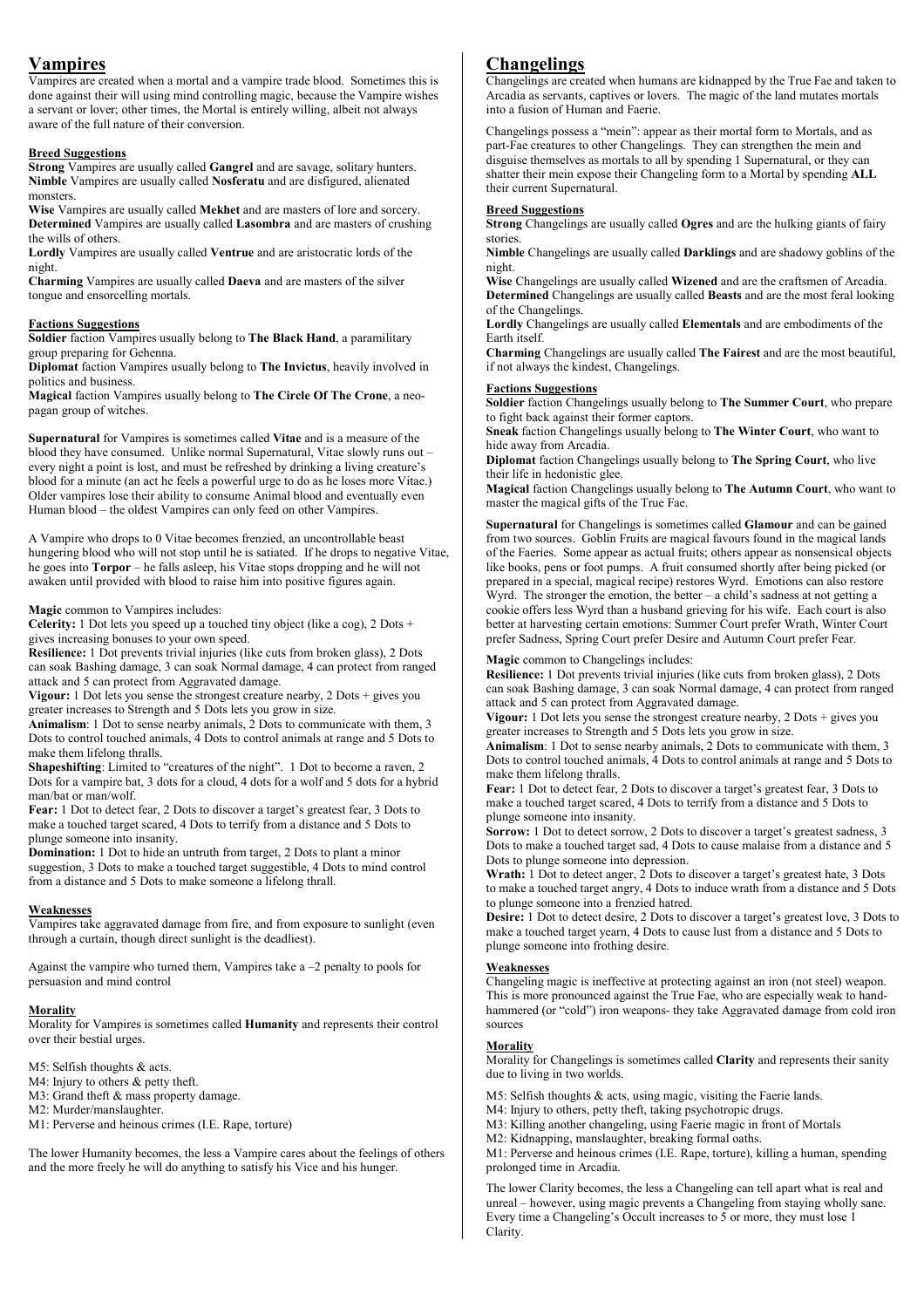# Vampires

Vampires are created when a mortal and a vampire trade blood. Sometimes this is done against their will using mind controlling magic, because the Vampire wishes a servant or lover; other times, the Mortal is entirely willing, albeit not always aware of the full nature of their conversion.

### Breed Suggestions

**Strong** Vampires are usually called **Gangrel** and are savage, solitary hunters.
**Nimble** Vampires are usually called **Nosferatu** and are disfigured, alienated monsters.
**Wise** Vampires are usually called **Mekhet** and are masters of lore and sorcery.
**Determined** Vampires are usually called **Lasombra** and are masters of crushing the wills of others.
**Lordly** Vampires are usually called **Ventrue** and are aristocratic lords of the night.
**Charming** Vampires are usually called **Daeva** and are masters of the silver tongue and ensorcelling mortals.

### Factions Suggestions

**Soldier** faction Vampires usually belong to **The Black Hand**, a paramilitary group preparing for Gehenna.
**Diplomat** faction Vampires usually belong to **The Invictus**, heavily involved in politics and business.
**Magical** faction Vampires usually belong to **The Circle Of The Crone**, a neo-pagan group of witches.

**Supernatural** for Vampires is sometimes called **Vitae** and is a measure of the blood they have consumed. Unlike normal Supernatural, Vitae slowly runs out – every night a point is lost, and must be refreshed by drinking a living creature's blood for a minute (an act he feels a powerful urge to do as he loses more Vitae.) Older vampires lose their ability to consume Animal blood and eventually even Human blood – the oldest Vampires can only feed on other Vampires.

A Vampire who drops to 0 Vitae becomes frenzied, an uncontrollable beast hungering blood who will not stop until he is satiated. If he drops to negative Vitae, he goes into **Torpor** – he falls asleep, his Vitae stops dropping and he will not awaken until provided with blood to raise him into positive figures again.

**Magic** common to Vampires includes:
**Celerity:** 1 Dot lets you speed up a touched tiny object (like a cog), 2 Dots + gives increasing bonuses to your own speed.
**Resilience:** 1 Dot prevents trivial injuries (like cuts from broken glass), 2 Dots can soak Bashing damage, 3 can soak Normal damage, 4 can protect from ranged attack and 5 can protect from Aggravated damage.
**Vigour:** 1 Dot lets you sense the strongest creature nearby, 2 Dots + gives you greater increases to Strength and 5 Dots lets you grow in size.
**Animalism**: 1 Dot to sense nearby animals, 2 Dots to communicate with them, 3 Dots to control touched animals, 4 Dots to control animals at range and 5 Dots to make them lifelong thralls.
**Shapeshifting**: Limited to "creatures of the night". 1 Dot to become a raven, 2 Dots for a vampire bat, 3 dots for a cloud, 4 dots for a wolf and 5 dots for a hybrid man/bat or man/wolf.
**Fear:** 1 Dot to detect fear, 2 Dots to discover a target's greatest fear, 3 Dots to make a touched target scared, 4 Dots to terrify from a distance and 5 Dots to plunge someone into insanity.
**Domination:** 1 Dot to hide an untruth from target, 2 Dots to plant a minor suggestion, 3 Dots to make a touched target suggestible, 4 Dots to mind control from a distance and 5 Dots to make someone a lifelong thrall.

### Weaknesses

Vampires take aggravated damage from fire, and from exposure to sunlight (even through a curtain, though direct sunlight is the deadliest).

Against the vampire who turned them, Vampires take a –2 penalty to pools for persuasion and mind control

### Morality

Morality for Vampires is sometimes called **Humanity** and represents their control over their bestial urges.

M5: Selfish thoughts & acts.
M4: Injury to others & petty theft.
M3: Grand theft & mass property damage.
M2: Murder/manslaughter.
M1: Perverse and heinous crimes (I.E. Rape, torture)

The lower Humanity becomes, the less a Vampire cares about the feelings of others and the more freely he will do anything to satisfy his Vice and his hunger.

# Changelings

Changelings are created when humans are kidnapped by the True Fae and taken to Arcadia as servants, captives or lovers. The magic of the land mutates mortals into a fusion of Human and Faerie.

Changelings possess a "mein": appear as their mortal form to Mortals, and as part-Fae creatures to other Changelings. They can strengthen the mein and disguise themselves as mortals to all by spending 1 Supernatural, or they can shatter their mein expose their Changeling form to a Mortal by spending **ALL** their current Supernatural.

### Breed Suggestions

**Strong** Changelings are usually called **Ogres** and are the hulking giants of fairy stories.
**Nimble** Changelings are usually called **Darklings** and are shadowy goblins of the night.
**Wise** Changelings are usually called **Wizened** and are the craftsmen of Arcadia.
**Determined** Changelings are usually called **Beasts** and are the most feral looking of the Changelings.
**Lordly** Changelings are usually called **Elementals** and are embodiments of the Earth itself.
**Charming** Changelings are usually called **The Fairest** and are the most beautiful, if not always the kindest, Changelings.

### Factions Suggestions

**Soldier** faction Changelings usually belong to **The Summer Court**, who prepare to fight back against their former captors.
**Sneak** faction Changelings usually belong to **The Winter Court**, who want to hide away from Arcadia.
**Diplomat** faction Changelings usually belong to **The Spring Court**, who live their life in hedonistic glee.
**Magical** faction Changelings usually belong to **The Autumn Court**, who want to master the magical gifts of the True Fae.

**Supernatural** for Changelings is sometimes called **Glamour** and can be gained from two sources. Goblin Fruits are magical favours found in the magical lands of the Faeries. Some appear as actual fruits; others appear as nonsensical objects like books, pens or foot pumps. A fruit consumed shortly after being picked (or prepared in a special, magical recipe) restores Wyrd. Emotions can also restore Wyrd. The stronger the emotion, the better – a child's sadness at not getting a cookie offers less Wyrd than a husband grieving for his wife. Each court is also better at harvesting certain emotions: Summer Court prefer Wrath, Winter Court prefer Sadness, Spring Court prefer Desire and Autumn Court prefer Fear.

**Magic** common to Changelings includes:
**Resilience:** 1 Dot prevents trivial injuries (like cuts from broken glass), 2 Dots can soak Bashing damage, 3 can soak Normal damage, 4 can protect from ranged attack and 5 can protect from Aggravated damage.
**Vigour:** 1 Dot lets you sense the strongest creature nearby, 2 Dots + gives you greater increases to Strength and 5 Dots lets you grow in size.
**Animalism**: 1 Dot to sense nearby animals, 2 Dots to communicate with them, 3 Dots to control touched animals, 4 Dots to control animals at range and 5 Dots to make them lifelong thralls.
**Fear:** 1 Dot to detect fear, 2 Dots to discover a target's greatest fear, 3 Dots to make a touched target scared, 4 Dots to terrify from a distance and 5 Dots to plunge someone into insanity.
**Sorrow:** 1 Dot to detect sorrow, 2 Dots to discover a target's greatest sadness, 3 Dots to make a touched target sad, 4 Dots to cause malaise from a distance and 5 Dots to plunge someone into depression.
**Wrath:** 1 Dot to detect anger, 2 Dots to discover a target's greatest hate, 3 Dots to make a touched target angry, 4 Dots to induce wrath from a distance and 5 Dots to plunge someone into a frenzied hatred.
**Desire:** 1 Dot to detect desire, 2 Dots to discover a target's greatest love, 3 Dots to make a touched target yearn, 4 Dots to cause lust from a distance and 5 Dots to plunge someone into frothing desire.

### Weaknesses

Changeling magic is ineffective at protecting against an iron (not steel) weapon. This is more pronounced against the True Fae, who are especially weak to hand-hammered (or "cold") iron weapons- they take Aggravated damage from cold iron sources

### Morality

Morality for Changelings is sometimes called **Clarity** and represents their sanity due to living in two worlds.

M5: Selfish thoughts & acts, using magic, visiting the Faerie lands.
M4: Injury to others, petty theft, taking psychotropic drugs.
M3: Killing another changeling, using Faerie magic in front of Mortals
M2: Kidnapping, manslaughter, breaking formal oaths.
M1: Perverse and heinous crimes (I.E. Rape, torture), killing a human, spending prolonged time in Arcadia.

The lower Clarity becomes, the less a Changeling can tell apart what is real and unreal – however, using magic prevents a Changeling from staying wholly sane. Every time a Changeling's Occult increases to 5 or more, they must lose 1 Clarity.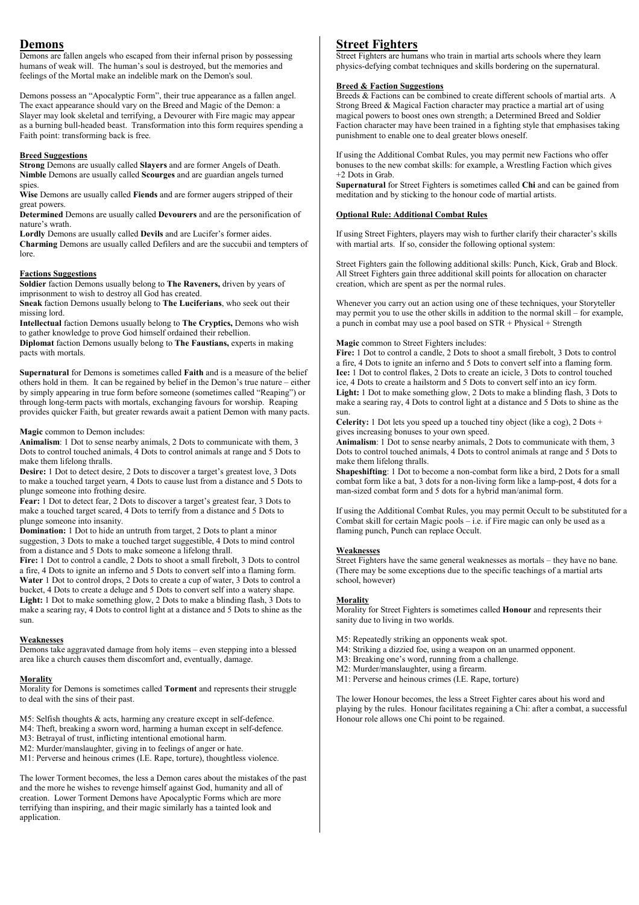# Demons

Demons are fallen angels who escaped from their infernal prison by possessing humans of weak will. The human's soul is destroyed, but the memories and feelings of the Mortal make an indelible mark on the Demon's soul.

Demons possess an "Apocalyptic Form", their true appearance as a fallen angel. The exact appearance should vary on the Breed and Magic of the Demon: a Slayer may look skeletal and terrifying, a Devourer with Fire magic may appear as a burning bull-headed beast. Transformation into this form requires spending a Faith point: transforming back is free.

## Breed Suggestions

**Strong** Demons are usually called **Slayers** and are former Angels of Death.
**Nimble** Demons are usually called **Scourges** and are guardian angels turned spies.
**Wise** Demons are usually called **Fiends** and are former augers stripped of their great powers.
**Determined** Demons are usually called **Devourers** and are the personification of nature's wrath.
**Lordly** Demons are usually called **Devils** and are Lucifer's former aides.
**Charming** Demons are usually called Defilers and are the succubii and tempters of lore.

## Factions Suggestions

**Soldier** faction Demons usually belong to **The Raveners,** driven by years of imprisonment to wish to destroy all God has created.
**Sneak** faction Demons usually belong to **The Luciferians**, who seek out their missing lord.
**Intellectual** faction Demons usually belong to **The Cryptics,** Demons who wish to gather knowledge to prove God himself ordained their rebellion.
**Diplomat** faction Demons usually belong to **The Faustians,** experts in making pacts with mortals.

**Supernatural** for Demons is sometimes called **Faith** and is a measure of the belief others hold in them. It can be regained by belief in the Demon's true nature – either by simply appearing in true form before someone (sometimes called "Reaping") or through long-term pacts with mortals, exchanging favours for worship. Reaping provides quicker Faith, but greater rewards await a patient Demon with many pacts.

**Magic** common to Demon includes:
**Animalism**: 1 Dot to sense nearby animals, 2 Dots to communicate with them, 3 Dots to control touched animals, 4 Dots to control animals at range and 5 Dots to make them lifelong thralls.
**Desire:** 1 Dot to detect desire, 2 Dots to discover a target's greatest love, 3 Dots to make a touched target yearn, 4 Dots to cause lust from a distance and 5 Dots to plunge someone into frothing desire.
**Fear:** 1 Dot to detect fear, 2 Dots to discover a target's greatest fear, 3 Dots to make a touched target scared, 4 Dots to terrify from a distance and 5 Dots to plunge someone into insanity.
**Domination:** 1 Dot to hide an untruth from target, 2 Dots to plant a minor suggestion, 3 Dots to make a touched target suggestible, 4 Dots to mind control from a distance and 5 Dots to make someone a lifelong thrall.
**Fire:** 1 Dot to control a candle, 2 Dots to shoot a small firebolt, 3 Dots to control a fire, 4 Dots to ignite an inferno and 5 Dots to convert self into a flaming form.
**Water** 1 Dot to control drops, 2 Dots to create a cup of water, 3 Dots to control a bucket, 4 Dots to create a deluge and 5 Dots to convert self into a watery shape.
**Light:** 1 Dot to make something glow, 2 Dots to make a blinding flash, 3 Dots to make a searing ray, 4 Dots to control light at a distance and 5 Dots to shine as the sun.

## Weaknesses

Demons take aggravated damage from holy items – even stepping into a blessed area like a church causes them discomfort and, eventually, damage.

## Morality

Morality for Demons is sometimes called **Torment** and represents their struggle to deal with the sins of their past.

M5: Selfish thoughts & acts, harming any creature except in self-defence.
M4: Theft, breaking a sworn word, harming a human except in self-defence.
M3: Betrayal of trust, inflicting intentional emotional harm.
M2: Murder/manslaughter, giving in to feelings of anger or hate.
M1: Perverse and heinous crimes (I.E. Rape, torture), thoughtless violence.

The lower Torment becomes, the less a Demon cares about the mistakes of the past and the more he wishes to revenge himself against God, humanity and all of creation. Lower Torment Demons have Apocalyptic Forms which are more terrifying than inspiring, and their magic similarly has a tainted look and application.

# Street Fighters

Street Fighters are humans who train in martial arts schools where they learn physics-defying combat techniques and skills bordering on the supernatural.

## Breed & Faction Suggestions

Breeds & Factions can be combined to create different schools of martial arts. A Strong Breed & Magical Faction character may practice a martial art of using magical powers to boost ones own strength; a Determined Breed and Soldier Faction character may have been trained in a fighting style that emphasises taking punishment to enable one to deal greater blows oneself.

If using the Additional Combat Rules, you may permit new Factions who offer bonuses to the new combat skills: for example, a Wrestling Faction which gives +2 Dots in Grab.
**Supernatural** for Street Fighters is sometimes called **Chi** and can be gained from meditation and by sticking to the honour code of martial artists.

## Optional Rule: Additional Combat Rules

If using Street Fighters, players may wish to further clarify their character's skills with martial arts. If so, consider the following optional system:

Street Fighters gain the following additional skills: Punch, Kick, Grab and Block. All Street Fighters gain three additional skill points for allocation on character creation, which are spent as per the normal rules.

Whenever you carry out an action using one of these techniques, your Storyteller may permit you to use the other skills in addition to the normal skill – for example, a punch in combat may use a pool based on STR + Physical + Strength

**Magic** common to Street Fighters includes:
**Fire:** 1 Dot to control a candle, 2 Dots to shoot a small firebolt, 3 Dots to control a fire, 4 Dots to ignite an inferno and 5 Dots to convert self into a flaming form.
**Ice:** 1 Dot to control flakes, 2 Dots to create an icicle, 3 Dots to control touched ice, 4 Dots to create a hailstorm and 5 Dots to convert self into an icy form.
**Light:** 1 Dot to make something glow, 2 Dots to make a blinding flash, 3 Dots to make a searing ray, 4 Dots to control light at a distance and 5 Dots to shine as the sun.
**Celerity:** 1 Dot lets you speed up a touched tiny object (like a cog), 2 Dots + gives increasing bonuses to your own speed.
**Animalism**: 1 Dot to sense nearby animals, 2 Dots to communicate with them, 3 Dots to control touched animals, 4 Dots to control animals at range and 5 Dots to make them lifelong thralls.
**Shapeshifting**: 1 Dot to become a non-combat form like a bird, 2 Dots for a small combat form like a bat, 3 dots for a non-living form like a lamp-post, 4 dots for a man-sized combat form and 5 dots for a hybrid man/animal form.

If using the Additional Combat Rules, you may permit Occult to be substituted for a Combat skill for certain Magic pools – i.e. if Fire magic can only be used as a flaming punch, Punch can replace Occult.

## Weaknesses

Street Fighters have the same general weaknesses as mortals – they have no bane. (There may be some exceptions due to the specific teachings of a martial arts school, however)

## Morality

Morality for Street Fighters is sometimes called **Honour** and represents their sanity due to living in two worlds.

M5: Repeatedly striking an opponents weak spot.
M4: Striking a dizzied foe, using a weapon on an unarmed opponent.
M3: Breaking one's word, running from a challenge.
M2: Murder/manslaughter, using a firearm.
M1: Perverse and heinous crimes (I.E. Rape, torture)

The lower Honour becomes, the less a Street Fighter cares about his word and playing by the rules. Honour facilitates regaining a Chi: after a combat, a successful Honour role allows one Chi point to be regained.